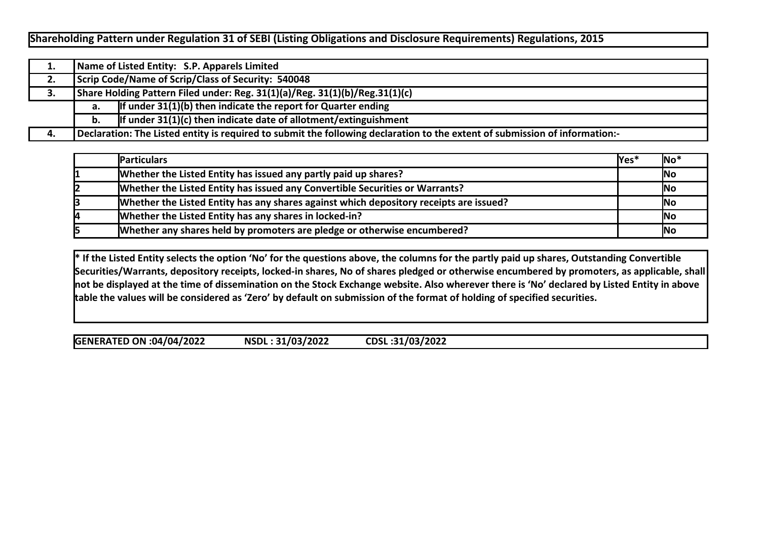## Shareholding Pattern under Regulation 31 of SEBI (Listing Obligations and Disclosure Requirements) Regulations, 2015

| | | |
|---|---|---|
| **1.** | **Name of Listed Entity: S.P. Apparels Limited** | |
| **2.** | **Scrip Code/Name of Scrip/Class of Security: 540048** | |
| **3.** | **Share Holding Pattern Filed under: Reg. 31(1)(a)/Reg. 31(1)(b)/Reg.31(1)(c)** | |
| | **a.** | **If under 31(1)(b) then indicate the report for Quarter ending** |
| | **b.** | **If under 31(1)(c) then indicate date of allotment/extinguishment** |
| **4.** | **Declaration: The Listed entity is required to submit the following declaration to the extent of submission of information:-** | |

| | Particulars | Yes* | No* |
|---|---|---|---|
| 1 | Whether the Listed Entity has issued any partly paid up shares? | | No |
| 2 | Whether the Listed Entity has issued any Convertible Securities or Warrants? | | No |
| 3 | Whether the Listed Entity has any shares against which depository receipts are issued? | | No |
| 4 | Whether the Listed Entity has any shares in locked-in? | | No |
| 5 | Whether any shares held by promoters are pledge or otherwise encumbered? | | No |

**\* If the Listed Entity selects the option 'No' for the questions above, the columns for the partly paid up shares, Outstanding Convertible Securities/Warrants, depository receipts, locked-in shares, No of shares pledged or otherwise encumbered by promoters, as applicable, shall not be displayed at the time of dissemination on the Stock Exchange website. Also wherever there is 'No' declared by Listed Entity in above table the values will be considered as 'Zero' by default on submission of the format of holding of specified securities.**

**GENERATED ON :04/04/2022  NSDL : 31/03/2022  CDSL :31/03/2022**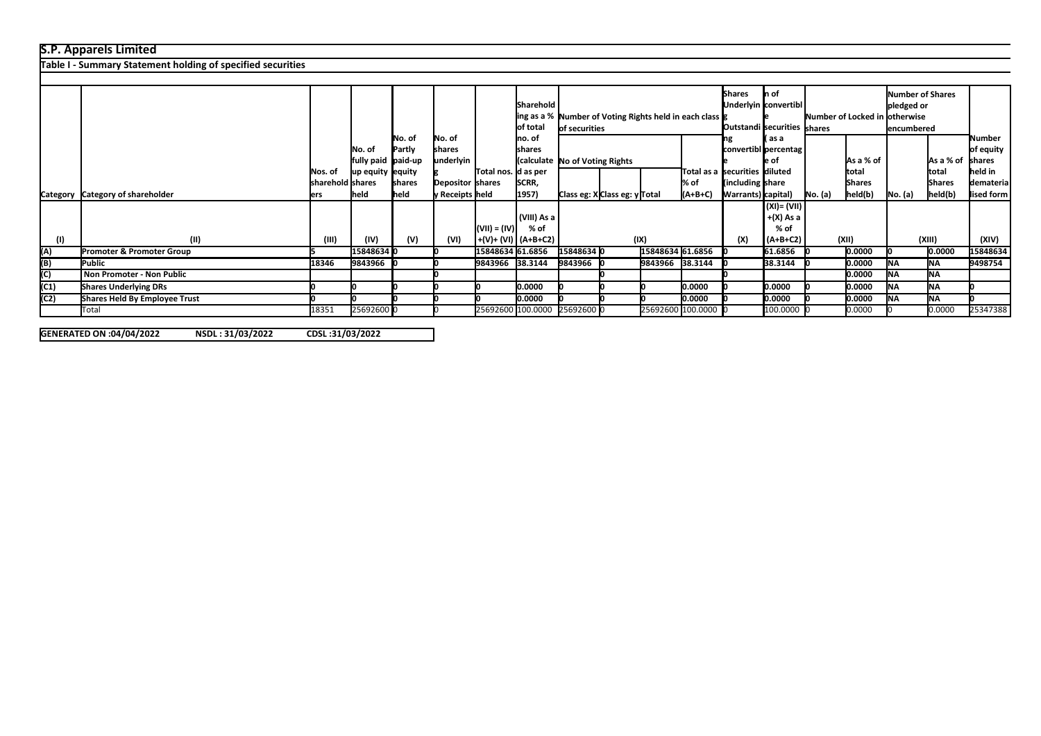# S.P. Apparels Limited

## Table I - Summary Statement holding of specified securities

| Category | Category of shareholder | Nos. of shareholders | No. of fully paid up equity shares held | No. of Partly paid-up equity shares held | No. of shares underlying Depository Receipts | Total nos. shares held | Shareholding as a % of total no. of shares (calculated as per SCRR, 1957) | Number of Voting Rights held in each class of securities | | | | No. of Shares Underlying Outstanding convertible securities (including Warrants) | Shareholding, as a % assuming full conversion of convertible securities ( as a percentage of diluted share capital) | Number of Locked in shares | | Number of Shares pledged or otherwise encumbered | | Number of equity shares held in dematerialised form |
|---|---|---|---|---|---|---|---|---|---|---|---|---|---|---|---|---|---|---|
| | | | | | | | | No of Voting Rights | | | Total as a % of (A+B+C) | | | No. (a) | As a % of total Shares held(b) | No. (a) | As a % of total Shares held(b) | |
| | | | | | | | | Class eg: X | Class eg: y | Total | | | | | | | | |
| (I) | (II) | (III) | (IV) | (V) | (VI) | (VII) = (IV)+(V)+ (VI) | (VIII) As a % of (A+B+C2) | (IX) | | | | (X) | (XI)= (VII)+(X) As a % of (A+B+C2) | (XII) | | (XIII) | | (XIV) |
| (A) | Promoter & Promoter Group | 5 | 15848634 | 0 | 0 | 15848634 | 61.6856 | 15848634 | 0 | 15848634 | 61.6856 | 0 | 61.6856 | 0 | 0.0000 | 0 | 0.0000 | 15848634 |
| (B) | Public | 18346 | 9843966 | 0 | 0 | 9843966 | 38.3144 | 9843966 | 0 | 9843966 | 38.3144 | 0 | 38.3144 | 0 | 0.0000 | NA | NA | 9498754 |
| (C) | Non Promoter - Non Public | | | | 0 | | | | 0 | | | | | | 0.0000 | NA | NA | |
| (C1) | Shares Underlying DRs | 0 | 0 | 0 | 0 | 0 | 0.0000 | 0 | 0 | 0 | 0.0000 | 0 | 0.0000 | 0 | 0.0000 | NA | NA | 0 |
| (C2) | Shares Held By Employee Trust | 0 | 0 | 0 | 0 | 0 | 0.0000 | 0 | 0 | 0 | 0.0000 | 0 | 0.0000 | 0 | 0.0000 | NA | NA | 0 |
| | Total | 18351 | 25692600 | 0 | 0 | 25692600 | 100.0000 | 25692600 | 0 | 25692600 | 100.0000 | 0 | 100.0000 | 0 | 0.0000 | 0 | 0.0000 | 25347388 |

**GENERATED ON :04/04/2022** **NSDL : 31/03/2022** **CDSL :31/03/2022**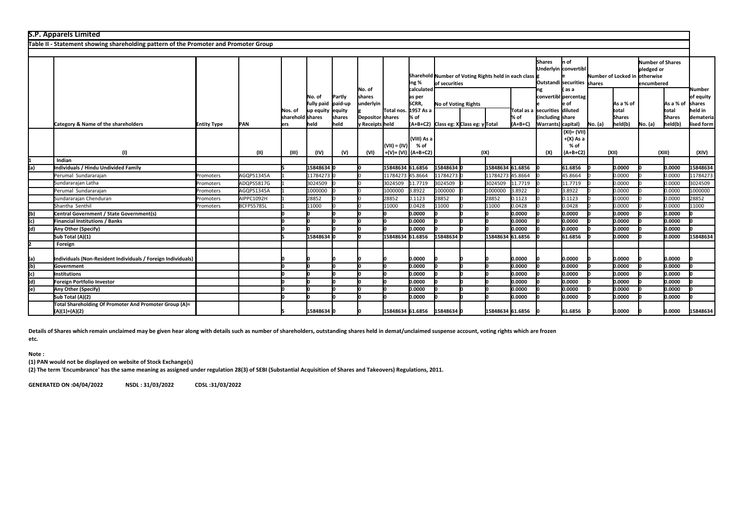**S.P. Apparels Limited**

**Table II - Statement showing shareholding pattern of the Promoter and Promoter Group**

| | Category & Name of the shareholders | Entity Type | PAN | Nos. of shareholders | No. of fully paid up equity shares held | Partly paid-up equity shares held | No. of shares underlying Depository Receipts | Total nos. shares held | Shareholding % calculated as per SCRR, 1957 As a % of (A+B+C2) | Number of Voting Rights held in each class of securities | | | | No. of Shares Underlying Outstanding convertible securities (including Warrants) | Shareholding, as a % assuming full conversion of convertible securities ( as a percentage of diluted share capital) | Number of Locked in shares | | Number of Shares pledged or otherwise encumbered | | Number of equity shares held in dematerialised form |
|---|---|---|---|---|---|---|---|---|---|---|---|---|---|---|---|---|---|---|---|---|
| | | | | | | | | | | No of Voting Rights | | | Total as a % of (A+B+C) | | | No. (a) | As a % of total Shares held(b) | No. (a) | As a % of total Shares held(b) | |
| | | | | | | | | | | Class eg: X | Class eg: y | Total | | | | | | | | |
| | (I) | | (II) | (III) | (IV) | (V) | (VI) | (VII) = (IV)+(V)+ (VI) | (VIII) As a % of (A+B+C2) | (IX) | | | | (X) | (XI)= (VII)+(X) As a % of (A+B+C2) | (XII) | | (XIII) | | (XIV) |
| **1** | **Indian** | | | | | | | | | | | | | | | | | | | |
| **(a)** | **Individuals / Hindu Undivided Family** | | | **5** | **15848634** | **0** | **0** | **15848634** | **61.6856** | **15848634** | **0** | **15848634** | **61.6856** | **0** | **61.6856** | **0** | **0.0000** | **0** | **0.0000** | **15848634** |
| | Perumal Sundararajan | Promoters | AGQPS1345A | 1 | 11784273 | 0 | 0 | 11784273 | 45.8664 | 11784273 | 0 | 11784273 | 45.8664 | 0 | 45.8664 | 0 | 0.0000 | 0 | 0.0000 | 11784273 |
| | Sundararajan Latha | Promoters | ADQPS5817G | 1 | 3024509 | 0 | 0 | 3024509 | 11.7719 | 3024509 | 0 | 3024509 | 11.7719 | 0 | 11.7719 | 0 | 0.0000 | 0 | 0.0000 | 3024509 |
| | Perumal Sundararajan | Promoters | AGQPS1345A | 1 | 1000000 | 0 | 0 | 1000000 | 3.8922 | 1000000 | 0 | 1000000 | 3.8922 | 0 | 3.8922 | 0 | 0.0000 | 0 | 0.0000 | 1000000 |
| | Sundararajan Chenduran | Promoters | AIPPC1092H | 1 | 28852 | 0 | 0 | 28852 | 0.1123 | 28852 | 0 | 28852 | 0.1123 | 0 | 0.1123 | 0 | 0.0000 | 0 | 0.0000 | 28852 |
| | Shantha Senthil | Promoters | BCFPS5785L | 1 | 11000 | 0 | 0 | 11000 | 0.0428 | 11000 | 0 | 11000 | 0.0428 | 0 | 0.0428 | 0 | 0.0000 | 0 | 0.0000 | 11000 |
| **(b)** | **Central Government / State Government(s)** | | | **0** | **0** | **0** | **0** | **0** | **0.0000** | **0** | **0** | **0** | **0.0000** | **0** | **0.0000** | **0** | **0.0000** | **0** | **0.0000** | **0** |
| **(c)** | **Financial Institutions / Banks** | | | **0** | **0** | **0** | **0** | **0** | **0.0000** | **0** | **0** | **0** | **0.0000** | **0** | **0.0000** | **0** | **0.0000** | **0** | **0.0000** | **0** |
| **(d)** | **Any Other (Specify)** | | | **0** | **0** | **0** | **0** | **0** | **0.0000** | **0** | **0** | **0** | **0.0000** | **0** | **0.0000** | **0** | **0.0000** | **0** | **0.0000** | **0** |
| | **Sub Total (A)(1)** | | | **5** | **15848634** | **0** | **0** | **15848634** | **61.6856** | **15848634** | **0** | **15848634** | **61.6856** | **0** | **61.6856** | **0** | **0.0000** | **0** | **0.0000** | **15848634** |
| **2** | **Foreign** | | | | | | | | | | | | | | | | | | | |
| **(a)** | **Individuals (Non-Resident Individuals / Foreign Individuals)** | | | **0** | **0** | **0** | **0** | **0** | **0.0000** | **0** | **0** | **0** | **0.0000** | **0** | **0.0000** | **0** | **0.0000** | **0** | **0.0000** | **0** |
| **(b)** | **Government** | | | **0** | **0** | **0** | **0** | **0** | **0.0000** | **0** | **0** | **0** | **0.0000** | **0** | **0.0000** | **0** | **0.0000** | **0** | **0.0000** | **0** |
| **(c)** | **Institutions** | | | **0** | **0** | **0** | **0** | **0** | **0.0000** | **0** | **0** | **0** | **0.0000** | **0** | **0.0000** | **0** | **0.0000** | **0** | **0.0000** | **0** |
| **(d)** | **Foreign Portfolio Investor** | | | **0** | **0** | **0** | **0** | **0** | **0.0000** | **0** | **0** | **0** | **0.0000** | **0** | **0.0000** | **0** | **0.0000** | **0** | **0.0000** | **0** |
| **(e)** | **Any Other (Specify)** | | | **0** | **0** | **0** | **0** | **0** | **0.0000** | **0** | **0** | **0** | **0.0000** | **0** | **0.0000** | **0** | **0.0000** | **0** | **0.0000** | **0** |
| | **Sub Total (A)(2)** | | | **0** | **0** | **0** | **0** | **0** | **0.0000** | **0** | **0** | **0** | **0.0000** | **0** | **0.0000** | **0** | **0.0000** | **0** | **0.0000** | **0** |
| | **Total Shareholding Of Promoter And Promoter Group (A)= (A)(1)+(A)(2)** | | | **5** | **15848634** | **0** | **0** | **15848634** | **61.6856** | **15848634** | **0** | **15848634** | **61.6856** | **0** | **61.6856** | **0** | **0.0000** | **0** | **0.0000** | **15848634** |

**Details of Shares which remain unclaimed may be given hear along with details such as number of shareholders, outstanding shares held in demat/unclaimed suspense account, voting rights which are frozen etc.**

**Note :**

**(1) PAN would not be displayed on website of Stock Exchange(s)**

**(2) The term 'Encumbrance' has the same meaning as assigned under regulation 28(3) of SEBI (Substantial Acquisition of Shares and Takeovers) Regulations, 2011.**

**GENERATED ON :04/04/2022 NSDL : 31/03/2022 CDSL :31/03/2022**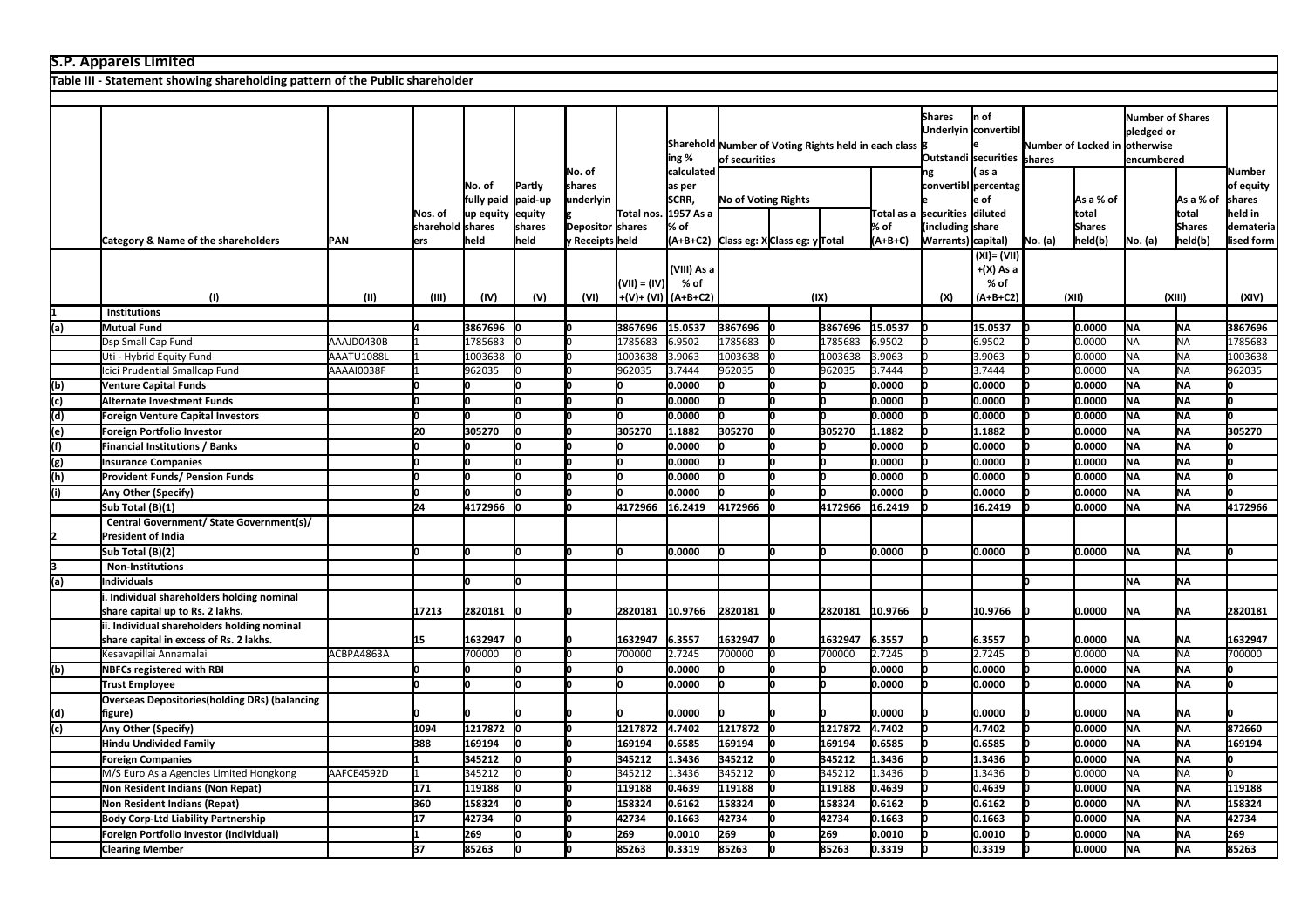**S.P. Apparels Limited**

**Table III - Statement showing shareholding pattern of the Public shareholder**

| | Category & Name of the shareholders | PAN | Nos. of shareholders | No. of fully paid up equity shares held | Partly paid-up equity shares held | No. of shares underlying Depository Receipts | Total nos. shares held | Shareholding % calculated as per SCRR, 1957 As a % of (A+B+C2) | Number of Voting Rights held in each class of securities | | | | Shares Underlying Outstanding convertible securities (including Warrants) | Shareholding , as a % assuming full conversion of convertible securities ( as a percentage of diluted share capital) | Number of Locked in shares | | Number of Shares pledged or otherwise encumbered | | Number of equity shares held in dematerialised form |
|---|---|---|---|---|---|---|---|---|---|---|---|---|---|---|---|---|---|---|---|
| | | | | | | | | | No of Voting Rights | | | Total as a % of (A+B+C) | | | No. (a) | As a % of total Shares held(b) | No. (a) | As a % of total Shares held(b) | |
| | | | | | | | | | Class eg: X | Class eg: y | Total | | | | | | | | |
| | (I) | (II) | (III) | (IV) | (V) | (VI) | (VII) = (IV)+(V)+ (VI) | (VIII) As a % of (A+B+C2) | (IX) | | | | (X) | (XI)= (VII)+(X) As a % of (A+B+C2) | (XII) | | (XIII) | | (XIV) |
| 1 | **Institutions** | | | | | | | | | | | | | | | | | | |
| (a) | **Mutual Fund** | | 4 | 3867696 | 0 | 0 | 3867696 | 15.0537 | 3867696 | 0 | 3867696 | 15.0537 | 0 | 15.0537 | 0 | 0.0000 | NA | NA | 3867696 |
| | Dsp Small Cap Fund | AAAJD0430B | 1 | 1785683 | 0 | 0 | 1785683 | 6.9502 | 1785683 | 0 | 1785683 | 6.9502 | 0 | 6.9502 | 0 | 0.0000 | NA | NA | 1785683 |
| | Uti - Hybrid Equity Fund | AAATU1088L | 1 | 1003638 | 0 | 0 | 1003638 | 3.9063 | 1003638 | 0 | 1003638 | 3.9063 | 0 | 3.9063 | 0 | 0.0000 | NA | NA | 1003638 |
| | Icici Prudential Smallcap Fund | AAAAI0038F | 1 | 962035 | 0 | 0 | 962035 | 3.7444 | 962035 | 0 | 962035 | 3.7444 | 0 | 3.7444 | 0 | 0.0000 | NA | NA | 962035 |
| (b) | **Venture Capital Funds** | | 0 | 0 | 0 | 0 | 0 | 0.0000 | 0 | 0 | 0 | 0.0000 | 0 | 0.0000 | 0 | 0.0000 | NA | NA | 0 |
| (c) | **Alternate Investment Funds** | | 0 | 0 | 0 | 0 | 0 | 0.0000 | 0 | 0 | 0 | 0.0000 | 0 | 0.0000 | 0 | 0.0000 | NA | NA | 0 |
| (d) | **Foreign Venture Capital Investors** | | 0 | 0 | 0 | 0 | 0 | 0.0000 | 0 | 0 | 0 | 0.0000 | 0 | 0.0000 | 0 | 0.0000 | NA | NA | 0 |
| (e) | **Foreign Portfolio Investor** | | 20 | 305270 | 0 | 0 | 305270 | 1.1882 | 305270 | 0 | 305270 | 1.1882 | 0 | 1.1882 | 0 | 0.0000 | NA | NA | 305270 |
| (f) | **Financial Institutions / Banks** | | 0 | 0 | 0 | 0 | 0 | 0.0000 | 0 | 0 | 0 | 0.0000 | 0 | 0.0000 | 0 | 0.0000 | NA | NA | 0 |
| (g) | **Insurance Companies** | | 0 | 0 | 0 | 0 | 0 | 0.0000 | 0 | 0 | 0 | 0.0000 | 0 | 0.0000 | 0 | 0.0000 | NA | NA | 0 |
| (h) | **Provident Funds/ Pension Funds** | | 0 | 0 | 0 | 0 | 0 | 0.0000 | 0 | 0 | 0 | 0.0000 | 0 | 0.0000 | 0 | 0.0000 | NA | NA | 0 |
| (i) | **Any Other (Specify)** | | 0 | 0 | 0 | 0 | 0 | 0.0000 | 0 | 0 | 0 | 0.0000 | 0 | 0.0000 | 0 | 0.0000 | NA | NA | 0 |
| | **Sub Total (B)(1)** | | 24 | 4172966 | 0 | 0 | 4172966 | 16.2419 | 4172966 | 0 | 4172966 | 16.2419 | 0 | 16.2419 | 0 | 0.0000 | NA | NA | 4172966 |
| 2 | **Central Government/ State Government(s)/ President of India** | | | | | | | | | | | | | | | | | | |
| | **Sub Total (B)(2)** | | 0 | 0 | 0 | 0 | 0 | 0.0000 | 0 | 0 | 0 | 0.0000 | 0 | 0.0000 | 0 | 0.0000 | NA | NA | 0 |
| 3 | **Non-Institutions** | | | | | | | | | | | | | | | | | | |
| (a) | **Individuals** | | | 0 | 0 | | | | | | | | | | 0 | | NA | NA | |
| | **i. Individual shareholders holding nominal share capital up to Rs. 2 lakhs.** | | 17213 | 2820181 | 0 | 0 | 2820181 | 10.9766 | 2820181 | 0 | 2820181 | 10.9766 | 0 | 10.9766 | 0 | 0.0000 | NA | NA | 2820181 |
| | **ii. Individual shareholders holding nominal share capital in excess of Rs. 2 lakhs.** | | 15 | 1632947 | 0 | 0 | 1632947 | 6.3557 | 1632947 | 0 | 1632947 | 6.3557 | 0 | 6.3557 | 0 | 0.0000 | NA | NA | 1632947 |
| | Kesavapillai Annamalai | ACBPA4863A | 1 | 700000 | 0 | 0 | 700000 | 2.7245 | 700000 | 0 | 700000 | 2.7245 | 0 | 2.7245 | 0 | 0.0000 | NA | NA | 700000 |
| (b) | **NBFCs registered with RBI** | | 0 | 0 | 0 | 0 | 0 | 0.0000 | 0 | 0 | 0 | 0.0000 | 0 | 0.0000 | 0 | 0.0000 | NA | NA | 0 |
| | **Trust Employee** | | 0 | 0 | 0 | 0 | 0 | 0.0000 | 0 | 0 | 0 | 0.0000 | 0 | 0.0000 | 0 | 0.0000 | NA | NA | 0 |
| (d) | **Overseas Depositories(holding DRs) (balancing figure)** | | 0 | 0 | 0 | 0 | 0 | 0.0000 | 0 | 0 | 0 | 0.0000 | 0 | 0.0000 | 0 | 0.0000 | NA | NA | 0 |
| (c) | **Any Other (Specify)** | | 1094 | 1217872 | 0 | 0 | 1217872 | 4.7402 | 1217872 | 0 | 1217872 | 4.7402 | 0 | 4.7402 | 0 | 0.0000 | NA | NA | 872660 |
| | **Hindu Undivided Family** | | 388 | 169194 | 0 | 0 | 169194 | 0.6585 | 169194 | 0 | 169194 | 0.6585 | 0 | 0.6585 | 0 | 0.0000 | NA | NA | 169194 |
| | **Foreign Companies** | | 1 | 345212 | 0 | 0 | 345212 | 1.3436 | 345212 | 0 | 345212 | 1.3436 | 0 | 1.3436 | 0 | 0.0000 | NA | NA | 0 |
| | M/S Euro Asia Agencies Limited Hongkong | AAFCE4592D | 1 | 345212 | 0 | 0 | 345212 | 1.3436 | 345212 | 0 | 345212 | 1.3436 | 0 | 1.3436 | 0 | 0.0000 | NA | NA | 0 |
| | **Non Resident Indians (Non Repat)** | | 171 | 119188 | 0 | 0 | 119188 | 0.4639 | 119188 | 0 | 119188 | 0.4639 | 0 | 0.4639 | 0 | 0.0000 | NA | NA | 119188 |
| | **Non Resident Indians (Repat)** | | 360 | 158324 | 0 | 0 | 158324 | 0.6162 | 158324 | 0 | 158324 | 0.6162 | 0 | 0.6162 | 0 | 0.0000 | NA | NA | 158324 |
| | **Body Corp-Ltd Liability Partnership** | | 17 | 42734 | 0 | 0 | 42734 | 0.1663 | 42734 | 0 | 42734 | 0.1663 | 0 | 0.1663 | 0 | 0.0000 | NA | NA | 42734 |
| | **Foreign Portfolio Investor (Individual)** | | 1 | 269 | 0 | 0 | 269 | 0.0010 | 269 | 0 | 269 | 0.0010 | 0 | 0.0010 | 0 | 0.0000 | NA | NA | 269 |
| | **Clearing Member** | | 37 | 85263 | 0 | 0 | 85263 | 0.3319 | 85263 | 0 | 85263 | 0.3319 | 0 | 0.3319 | 0 | 0.0000 | NA | NA | 85263 |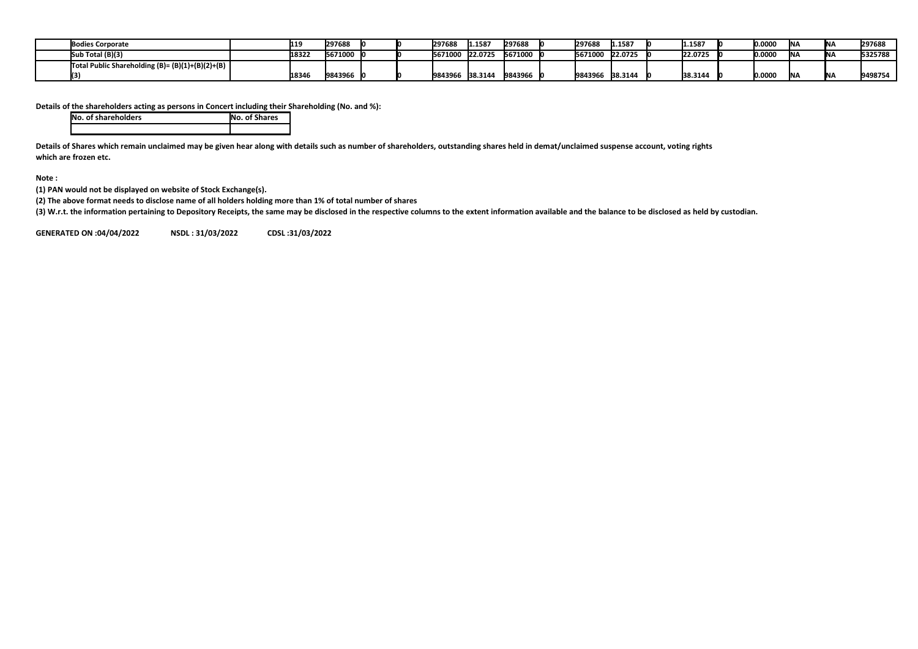| | Bodies Corporate | | 119 | 297688 | 0 | 0 | 297688 | 1.1587 | 297688 | 0 | 297688 | 1.1587 | 0 | 1.1587 | 0 | 0.0000 | NA | NA | 297688 |
|---|---|---|---|---|---|---|---|---|---|---|---|---|---|---|---|---|---|---|---|
| | Sub Total (B)(3) | | 18322 | 5671000 | 0 | 0 | 5671000 | 22.0725 | 5671000 | 0 | 5671000 | 22.0725 | 0 | 22.0725 | 0 | 0.0000 | NA | NA | 5325788 |
| | Total Public Shareholding (B)= (B)(1)+(B)(2)+(B)(3) | | 18346 | 9843966 | 0 | 0 | 9843966 | 38.3144 | 9843966 | 0 | 9843966 | 38.3144 | 0 | 38.3144 | 0 | 0.0000 | NA | NA | 9498754 |

**Details of the shareholders acting as persons in Concert including their Shareholding (No. and %):**

| No. of shareholders | No. of Shares |
|---|---|
| | |

**Details of Shares which remain unclaimed may be given hear along with details such as number of shareholders, outstanding shares held in demat/unclaimed suspense account, voting rights which are frozen etc.**

**Note :**

**(1) PAN would not be displayed on website of Stock Exchange(s).**

**(2) The above format needs to disclose name of all holders holding more than 1% of total number of shares**

**(3) W.r.t. the information pertaining to Depository Receipts, the same may be disclosed in the respective columns to the extent information available and the balance to be disclosed as held by custodian.**

**GENERATED ON :04/04/2022 NSDL : 31/03/2022 CDSL :31/03/2022**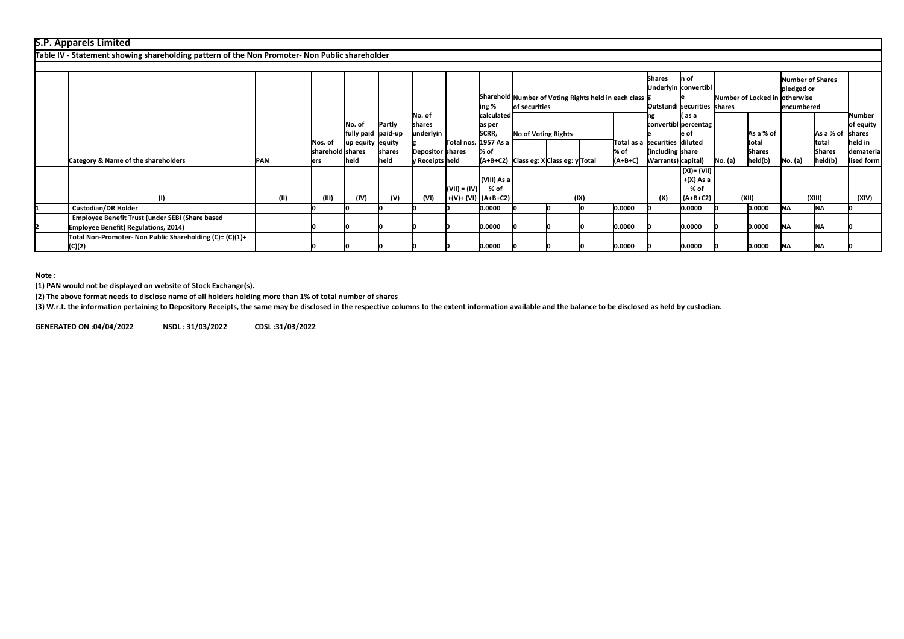## S.P. Apparels Limited

### Table IV - Statement showing shareholding pattern of the Non Promoter- Non Public shareholder

| | Category & Name of the shareholders | PAN | Nos. of shareholders | No. of fully paid up equity shares held | Partly paid-up equity shares held | No. of shares underlying Depository Receipts | Total nos. shares held | Shareholding % calculated as per SCRR, 1957 As a % of (A+B+C2) | Number of Voting Rights held in each class of securities | | | | Shares Underlying Outstanding convertible securities (including Warrants) | Shareholding , as a % assuming full conversion of convertible securities ( as a percentage of diluted share capital) | Number of Locked in shares | | Number of Shares pledged or otherwise encumbered | | Number of equity shares held in dematerialised form |
|---|---|---|---|---|---|---|---|---|---|---|---|---|---|---|---|---|---|---|---|
| | | | | | | | | | No of Voting Rights | | | Total as a % of (A+B+C) | | | No. (a) | As a % of total Shares held(b) | No. (a) | As a % of total Shares held(b) | |
| | | | | | | | | | Class eg: X | Class eg: y | Total | | | | | | | | |
| | (I) | (II) | (III) | (IV) | (V) | (VI) | (VII) = (IV)+(V)+ (VI) | (VIII) As a % of (A+B+C2) | (IX) | | | | (X) | (XI)= (VII)+(X) As a % of (A+B+C2) | (XII) | | (XIII) | | (XIV) |
| 1 | Custodian/DR Holder | | 0 | 0 | 0 | 0 | 0 | 0.0000 | 0 | 0 | 0 | 0.0000 | 0 | 0.0000 | 0 | 0.0000 | NA | NA | 0 |
| 2 | Employee Benefit Trust (under SEBI (Share based Employee Benefit) Regulations, 2014) | | 0 | 0 | 0 | 0 | 0 | 0.0000 | 0 | 0 | 0 | 0.0000 | 0 | 0.0000 | 0 | 0.0000 | NA | NA | 0 |
| | Total Non-Promoter- Non Public Shareholding (C)= (C)(1)+(C)(2) | | 0 | 0 | 0 | 0 | 0 | 0.0000 | 0 | 0 | 0 | 0.0000 | 0 | 0.0000 | 0 | 0.0000 | NA | NA | 0 |

**Note :**

**(1) PAN would not be displayed on website of Stock Exchange(s).**

**(2) The above format needs to disclose name of all holders holding more than 1% of total number of shares**

**(3) W.r.t. the information pertaining to Depository Receipts, the same may be disclosed in the respective columns to the extent information available and the balance to be disclosed as held by custodian.**

**GENERATED ON :04/04/2022 NSDL : 31/03/2022 CDSL :31/03/2022**